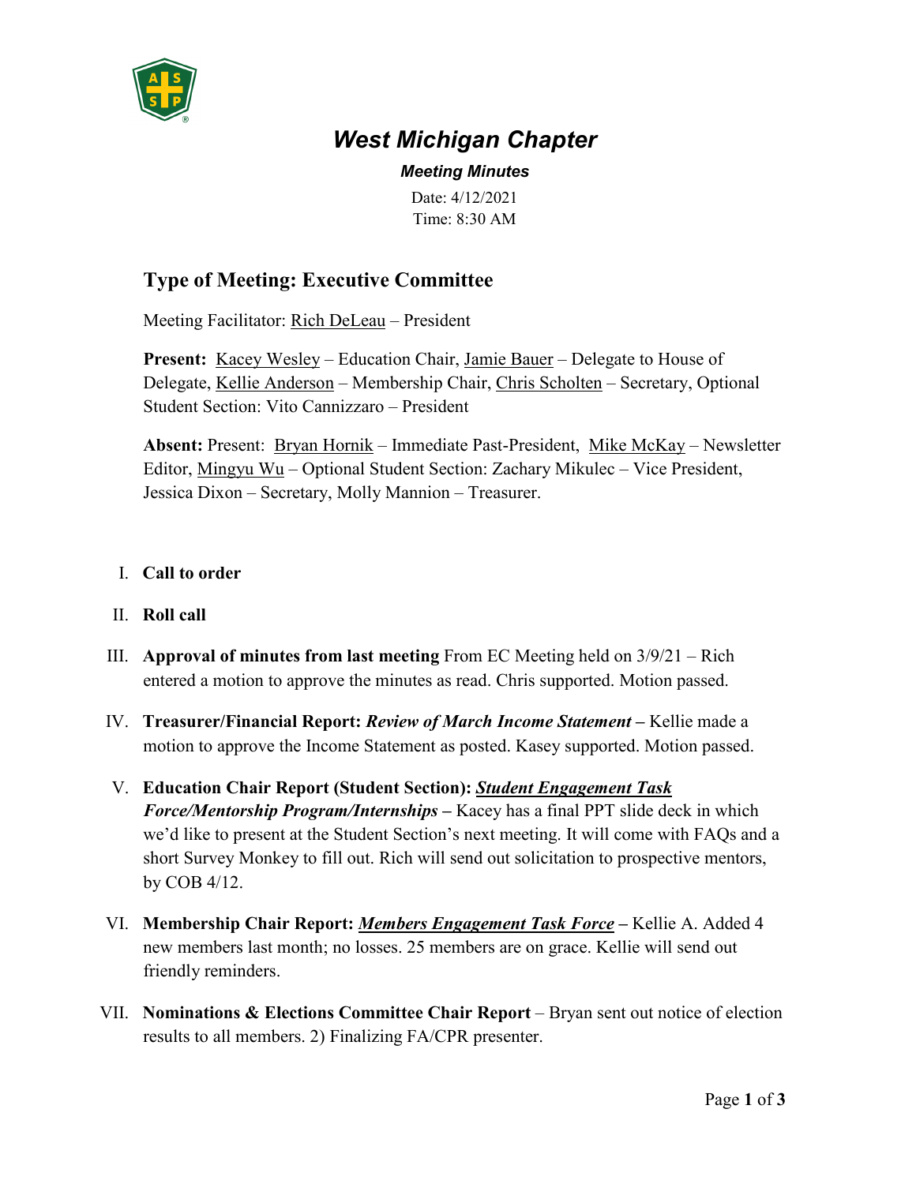# West Michigan Chapter

***Meeting Minutes***

Date: 4/12/2021
Time: 8:30 AM

## Type of Meeting: Executive Committee

Meeting Facilitator: Rich DeLeau – President

**Present:** Kacey Wesley – Education Chair, Jamie Bauer – Delegate to House of Delegate, Kellie Anderson – Membership Chair, Chris Scholten – Secretary, Optional Student Section: Vito Cannizzaro – President

**Absent:** Present: Bryan Hornik – Immediate Past-President, Mike McKay – Newsletter Editor, Mingyu Wu – Optional Student Section: Zachary Mikulec – Vice President, Jessica Dixon – Secretary, Molly Mannion – Treasurer.

I. **Call to order**

II. **Roll call**

III. **Approval of minutes from last meeting** From EC Meeting held on 3/9/21 – Rich entered a motion to approve the minutes as read. Chris supported. Motion passed.

IV. **Treasurer/Financial Report:** ***Review of March Income Statement*** **–** Kellie made a motion to approve the Income Statement as posted. Kasey supported. Motion passed.

V. **Education Chair Report (Student Section):** ***Student Engagement Task Force/Mentorship Program/Internships*** **–** Kacey has a final PPT slide deck in which we'd like to present at the Student Section's next meeting. It will come with FAQs and a short Survey Monkey to fill out. Rich will send out solicitation to prospective mentors, by COB 4/12.

VI. **Membership Chair Report:** ***Members Engagement Task Force*** **–** Kellie A. Added 4 new members last month; no losses. 25 members are on grace. Kellie will send out friendly reminders.

VII. **Nominations & Elections Committee Chair Report** – Bryan sent out notice of election results to all members. 2) Finalizing FA/CPR presenter.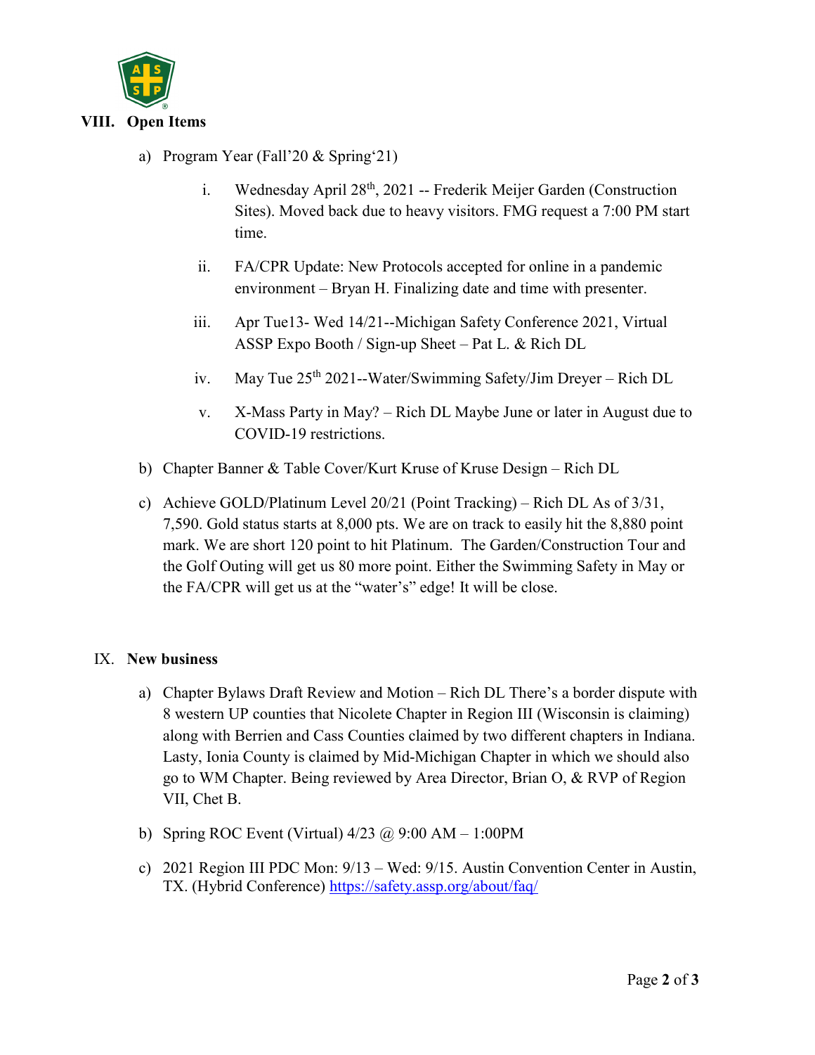## VIII. Open Items

a) Program Year (Fall'20 & Spring'21)

   i. Wednesday April 28th, 2021 -- Frederik Meijer Garden (Construction Sites). Moved back due to heavy visitors. FMG request a 7:00 PM start time.

   ii. FA/CPR Update: New Protocols accepted for online in a pandemic environment – Bryan H. Finalizing date and time with presenter.

   iii. Apr Tue13- Wed 14/21--Michigan Safety Conference 2021, Virtual ASSP Expo Booth / Sign-up Sheet – Pat L. & Rich DL

   iv. May Tue 25th 2021--Water/Swimming Safety/Jim Dreyer – Rich DL

   v. X-Mass Party in May? – Rich DL Maybe June or later in August due to COVID-19 restrictions.

b) Chapter Banner & Table Cover/Kurt Kruse of Kruse Design – Rich DL

c) Achieve GOLD/Platinum Level 20/21 (Point Tracking) – Rich DL As of 3/31, 7,590. Gold status starts at 8,000 pts. We are on track to easily hit the 8,880 point mark. We are short 120 point to hit Platinum. The Garden/Construction Tour and the Golf Outing will get us 80 more point. Either the Swimming Safety in May or the FA/CPR will get us at the "water's" edge! It will be close.

## IX. New business

a) Chapter Bylaws Draft Review and Motion – Rich DL There's a border dispute with 8 western UP counties that Nicolete Chapter in Region III (Wisconsin is claiming) along with Berrien and Cass Counties claimed by two different chapters in Indiana. Lasty, Ionia County is claimed by Mid-Michigan Chapter in which we should also go to WM Chapter. Being reviewed by Area Director, Brian O, & RVP of Region VII, Chet B.

b) Spring ROC Event (Virtual) 4/23 @ 9:00 AM – 1:00PM

c) 2021 Region III PDC Mon: 9/13 – Wed: 9/15. Austin Convention Center in Austin, TX. (Hybrid Conference) https://safety.assp.org/about/faq/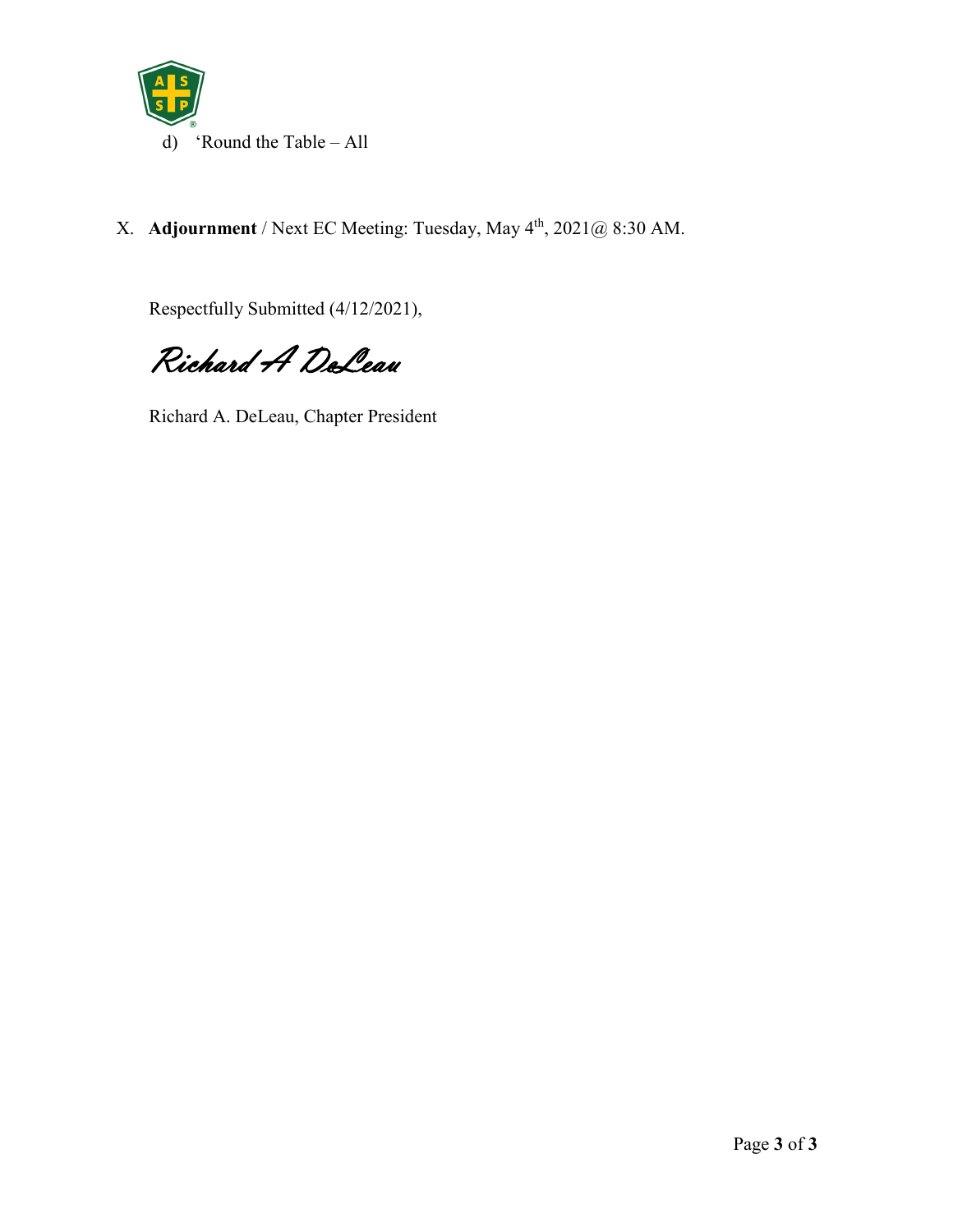d) 'Round the Table – All

X. **Adjournment** / Next EC Meeting: Tuesday, May 4th, 2021@ 8:30 AM.

Respectfully Submitted (4/12/2021),

*Richard A DeLeau*

Richard A. DeLeau, Chapter President